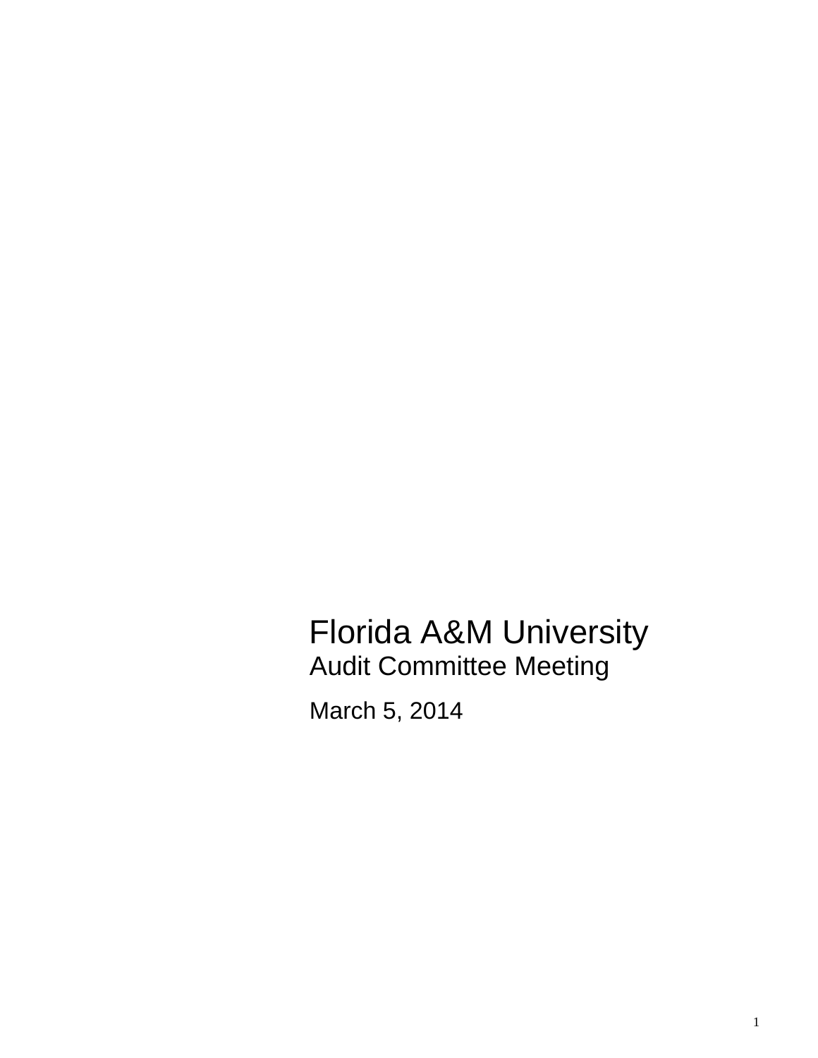# Florida A&M University

## Audit Committee Meeting

March 5, 2014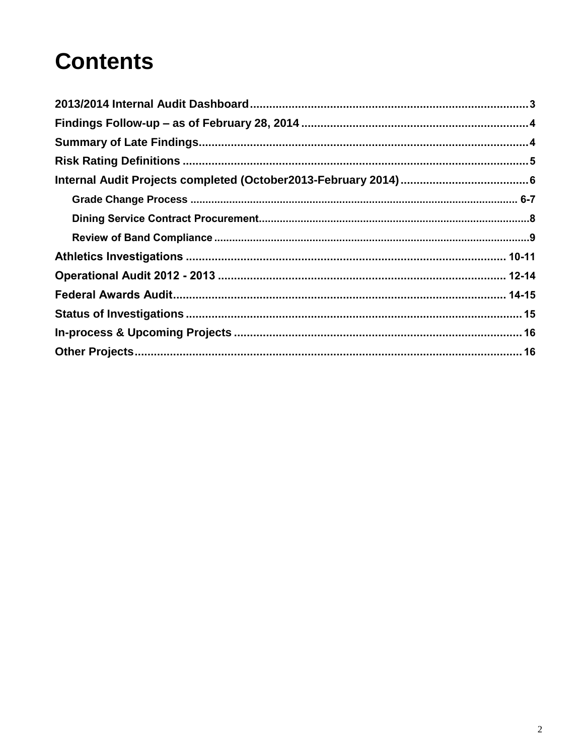# Contents

2013/2014 Internal Audit Dashboard ........................................................................................ 3

Findings Follow-up – as of February 28, 2014 ........................................................................ 4

Summary of Late Findings........................................................................................................ 4

Risk Rating Definitions ............................................................................................................. 5

Internal Audit Projects completed (October2013-February 2014) ......................................... 6

- Grade Change Process ........................................................................................................ 6-7
- Dining Service Contract Procurement.................................................................................... 8
- Review of Band Compliance .................................................................................................. 9

Athletics Investigations ...................................................................................................... 10-11

Operational Audit 2012 - 2013 ........................................................................................... 12-14

Federal Awards Audit.......................................................................................................... 14-15

Status of Investigations .......................................................................................................... 15

In-process & Upcoming Projects ........................................................................................... 16

Other Projects.......................................................................................................................... 16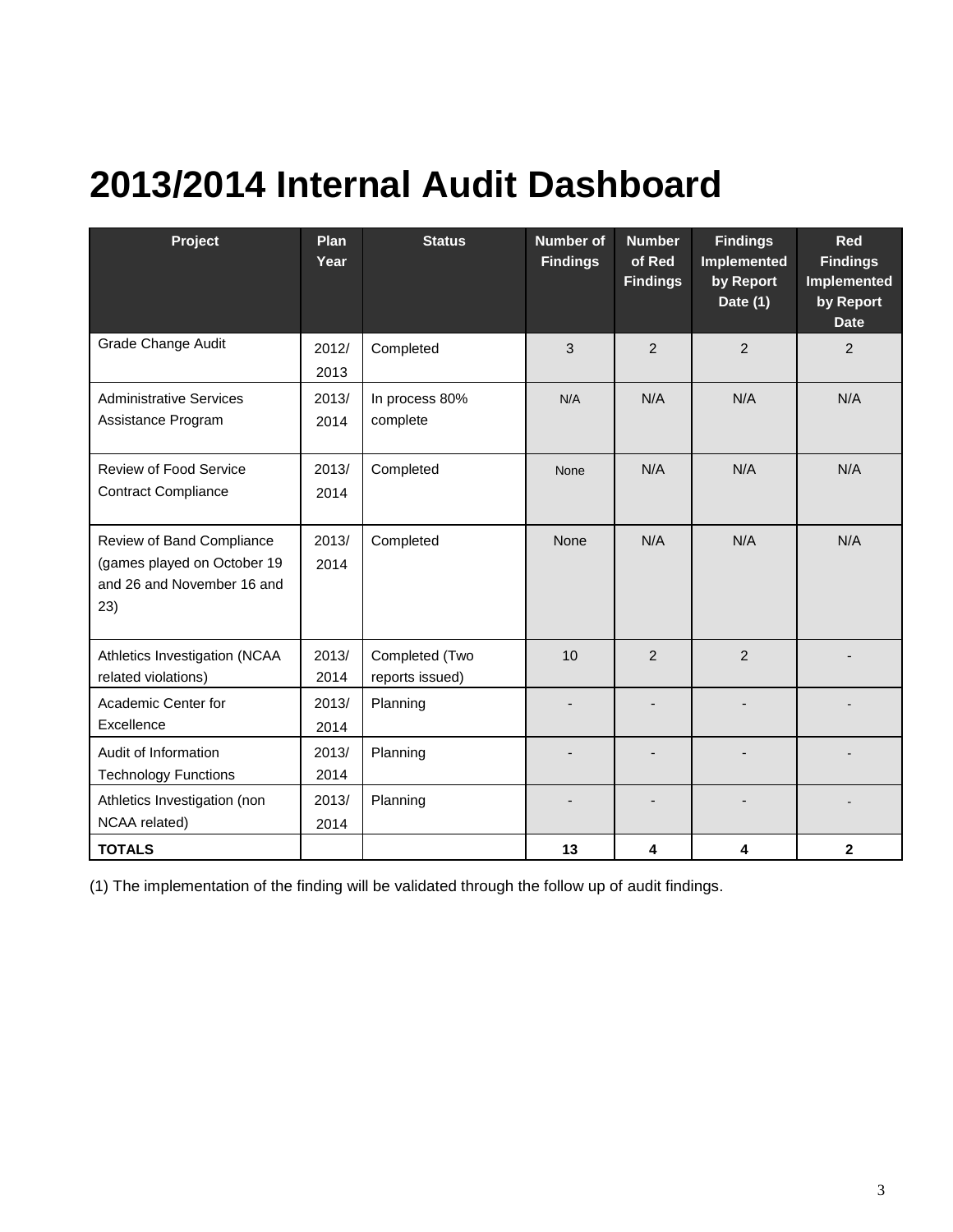# 2013/2014 Internal Audit Dashboard

| Project | Plan Year | Status | Number of Findings | Number of Red Findings | Findings Implemented by Report Date (1) | Red Findings Implemented by Report Date |
|---|---|---|---|---|---|---|
| Grade Change Audit | 2012/ 2013 | Completed | 3 | 2 | 2 | 2 |
| Administrative Services Assistance Program | 2013/ 2014 | In process 80% complete | N/A | N/A | N/A | N/A |
| Review of Food Service Contract Compliance | 2013/ 2014 | Completed | None | N/A | N/A | N/A |
| Review of Band Compliance (games played on October 19 and 26 and November 16 and 23) | 2013/ 2014 | Completed | None | N/A | N/A | N/A |
| Athletics Investigation (NCAA related violations) | 2013/ 2014 | Completed (Two reports issued) | 10 | 2 | 2 | - |
| Academic Center for Excellence | 2013/ 2014 | Planning | - | - | - | - |
| Audit of Information Technology Functions | 2013/ 2014 | Planning | - | - | - | - |
| Athletics Investigation (non NCAA related) | 2013/ 2014 | Planning | - | - | - | - |
| **TOTALS** | | | **13** | **4** | **4** | **2** |

(1) The implementation of the finding will be validated through the follow up of audit findings.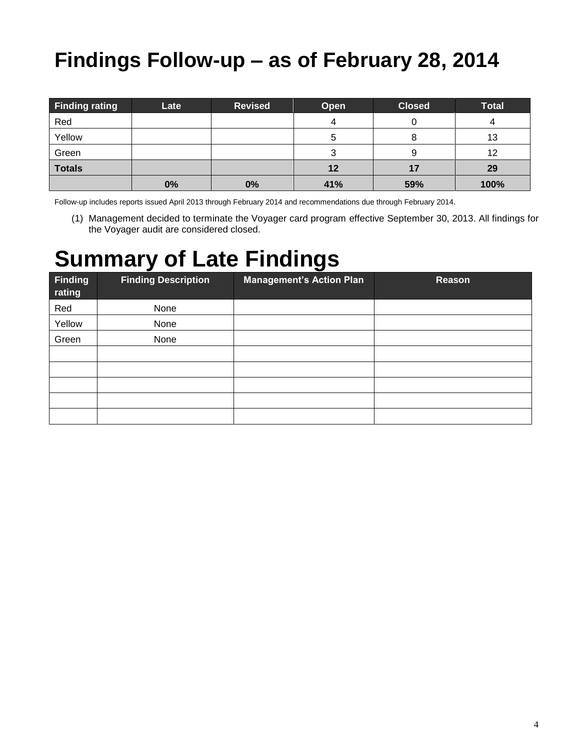# Findings Follow-up – as of February 28, 2014

| Finding rating | Late | Revised | Open | Closed | Total |
|---|---|---|---|---|---|
| Red | | | 4 | 0 | 4 |
| Yellow | | | 5 | 8 | 13 |
| Green | | | 3 | 9 | 12 |
| **Totals** | | | **12** | **17** | **29** |
| | **0%** | **0%** | **41%** | **59%** | **100%** |

Follow-up includes reports issued April 2013 through February 2014 and recommendations due through February 2014.

(1) Management decided to terminate the Voyager card program effective September 30, 2013. All findings for the Voyager audit are considered closed.

# Summary of Late Findings

| Finding rating | Finding Description | Management's Action Plan | Reason |
|---|---|---|---|
| Red | None | | |
| Yellow | None | | |
| Green | None | | |
| | | | |
| | | | |
| | | | |
| | | | |
| | | | |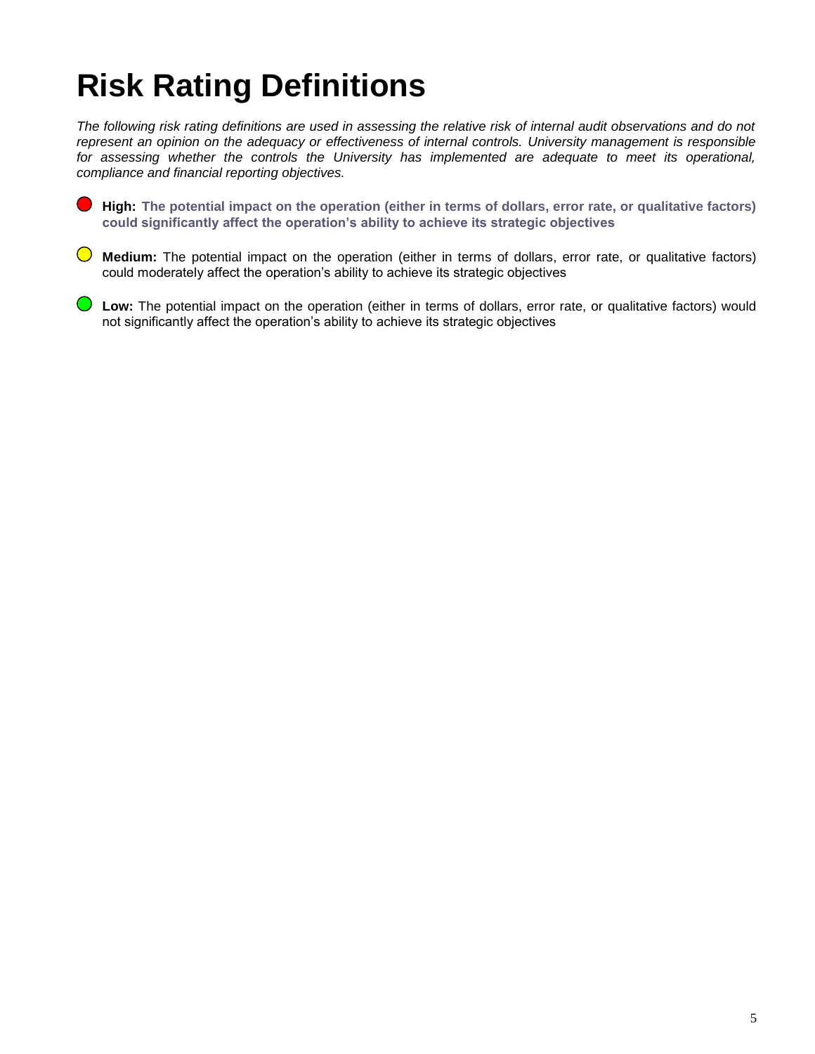# Risk Rating Definitions

*The following risk rating definitions are used in assessing the relative risk of internal audit observations and do not represent an opinion on the adequacy or effectiveness of internal controls. University management is responsible for assessing whether the controls the University has implemented are adequate to meet its operational, compliance and financial reporting objectives.*

- **High: The potential impact on the operation (either in terms of dollars, error rate, or qualitative factors) could significantly affect the operation's ability to achieve its strategic objectives**

- **Medium:** The potential impact on the operation (either in terms of dollars, error rate, or qualitative factors) could moderately affect the operation's ability to achieve its strategic objectives

- **Low:** The potential impact on the operation (either in terms of dollars, error rate, or qualitative factors) would not significantly affect the operation's ability to achieve its strategic objectives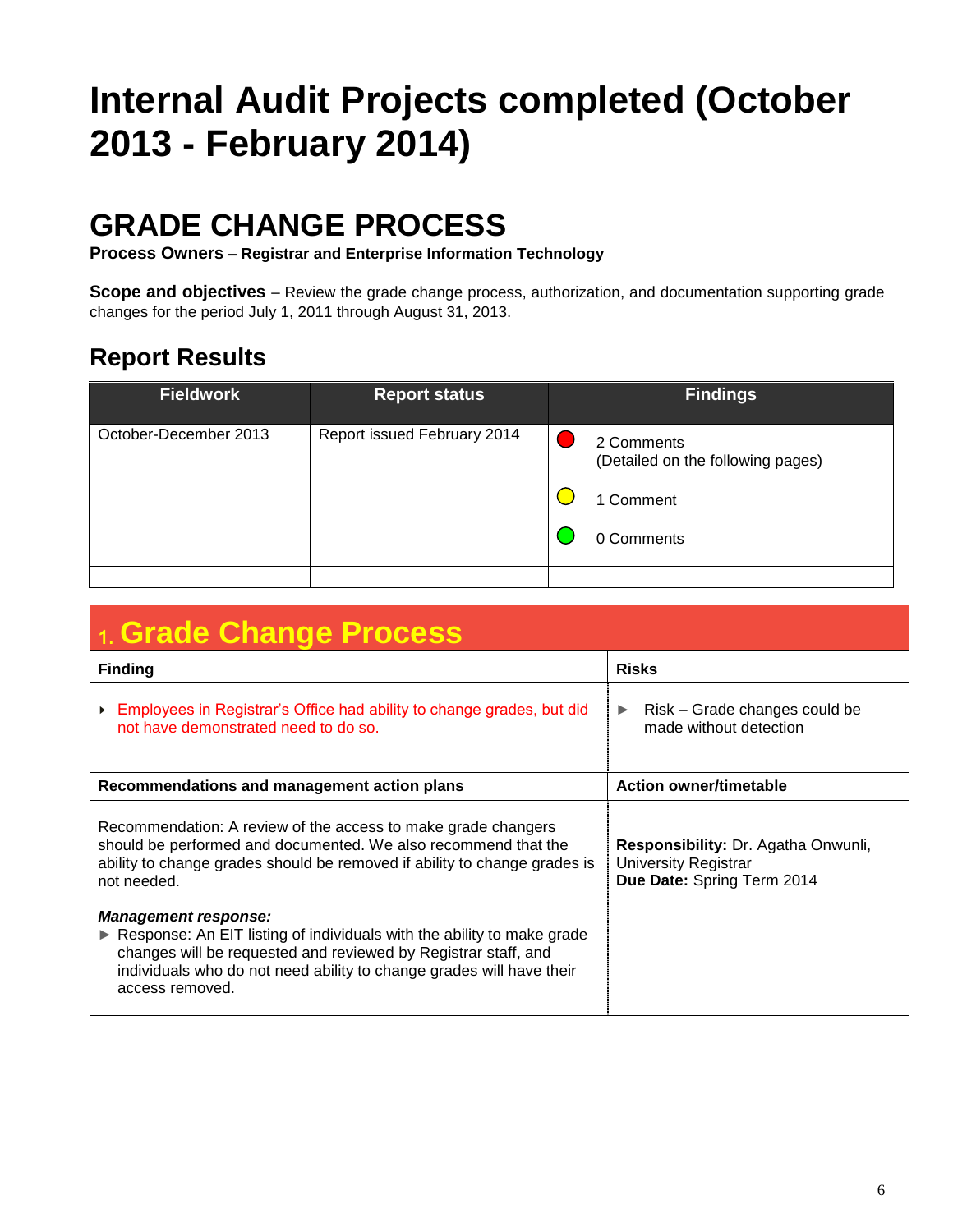# Internal Audit Projects completed (October 2013 - February 2014)

## GRADE CHANGE PROCESS

**Process Owners – Registrar and Enterprise Information Technology**

**Scope and objectives** – Review the grade change process, authorization, and documentation supporting grade changes for the period July 1, 2011 through August 31, 2013.

### Report Results

| Fieldwork | Report status | Findings |
|---|---|---|
| October-December 2013 | Report issued February 2014 | 🔴 2 Comments (Detailed on the following pages)<br>🟡 1 Comment<br>🟢 0 Comments |
| | | |

### 1. Grade Change Process

| Finding | Risks |
|---|---|
| ▸ Employees in Registrar's Office had ability to change grades, but did not have demonstrated need to do so. | ► Risk – Grade changes could be made without detection |
| **Recommendations and management action plans** | **Action owner/timetable** |
| Recommendation: A review of the access to make grade changers should be performed and documented. We also recommend that the ability to change grades should be removed if ability to change grades is not needed.<br><br>***Management response:***<br>► Response: An EIT listing of individuals with the ability to make grade changes will be requested and reviewed by Registrar staff, and individuals who do not need ability to change grades will have their access removed. | **Responsibility:** Dr. Agatha Onwunli, University Registrar<br>**Due Date:** Spring Term 2014 |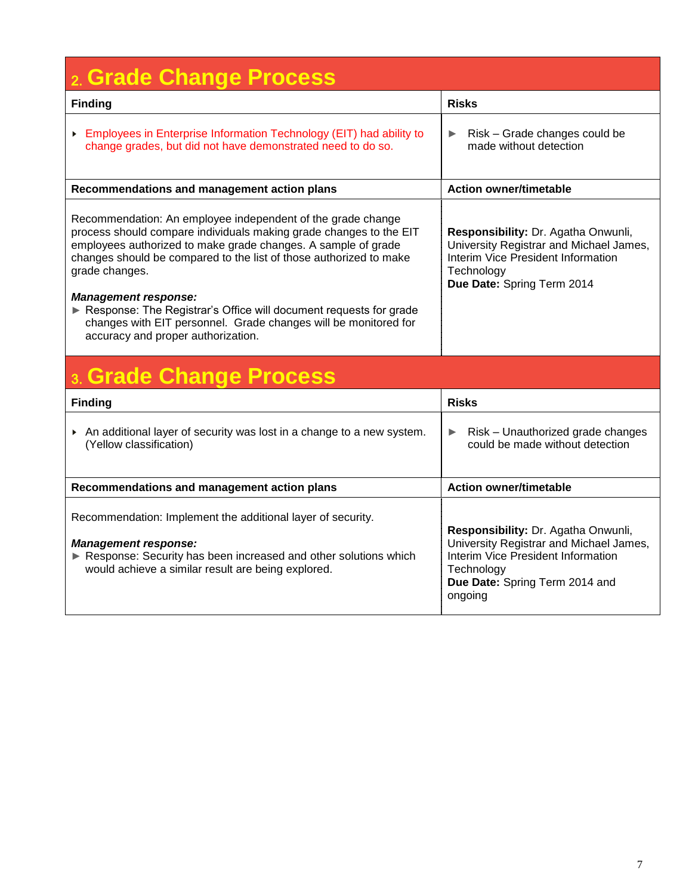## 2. Grade Change Process

| Finding | Risks |
|---|---|
| ‣ Employees in Enterprise Information Technology (EIT) had ability to change grades, but did not have demonstrated need to do so. | ► Risk – Grade changes could be made without detection |
| **Recommendations and management action plans** | **Action owner/timetable** |
| Recommendation: An employee independent of the grade change process should compare individuals making grade changes to the EIT employees authorized to make grade changes. A sample of grade changes should be compared to the list of those authorized to make grade changes.<br><br>***Management response:***<br>► Response: The Registrar's Office will document requests for grade changes with EIT personnel. Grade changes will be monitored for accuracy and proper authorization. | **Responsibility:** Dr. Agatha Onwunli, University Registrar and Michael James, Interim Vice President Information Technology<br>**Due Date:** Spring Term 2014 |

## 3. Grade Change Process

| Finding | Risks |
|---|---|
| ‣ An additional layer of security was lost in a change to a new system. (Yellow classification) | ► Risk – Unauthorized grade changes could be made without detection |
| **Recommendations and management action plans** | **Action owner/timetable** |
| Recommendation: Implement the additional layer of security.<br><br>***Management response:***<br>► Response: Security has been increased and other solutions which would achieve a similar result are being explored. | **Responsibility:** Dr. Agatha Onwunli, University Registrar and Michael James, Interim Vice President Information Technology<br>**Due Date:** Spring Term 2014 and ongoing |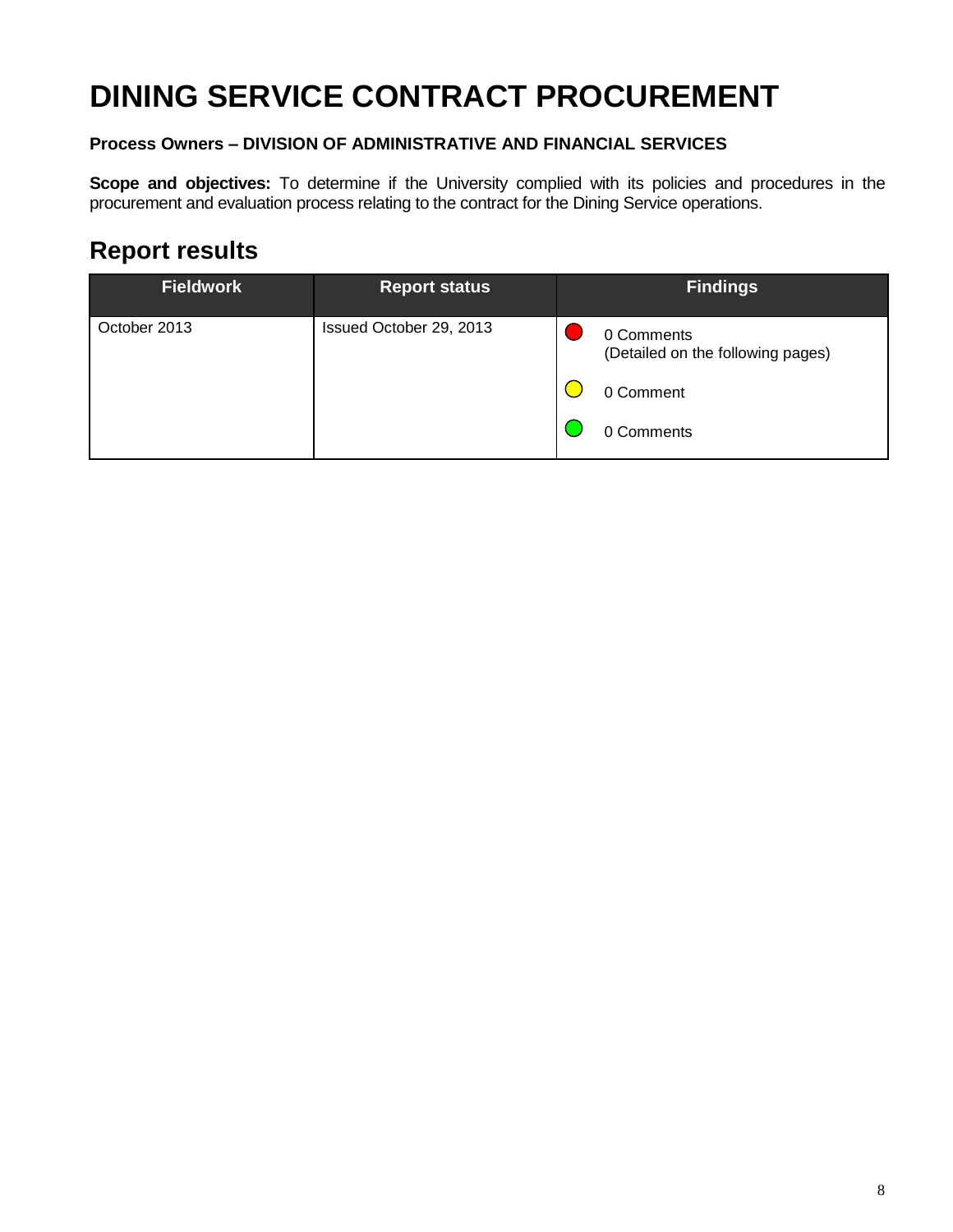# DINING SERVICE CONTRACT PROCUREMENT

**Process Owners – DIVISION OF ADMINISTRATIVE AND FINANCIAL SERVICES**

**Scope and objectives:** To determine if the University complied with its policies and procedures in the procurement and evaluation process relating to the contract for the Dining Service operations.

## Report results

| Fieldwork | Report status | Findings |
|---|---|---|
| October 2013 | Issued October 29, 2013 | 🔴 0 Comments (Detailed on the following pages)<br>🟡 0 Comment<br>🟢 0 Comments |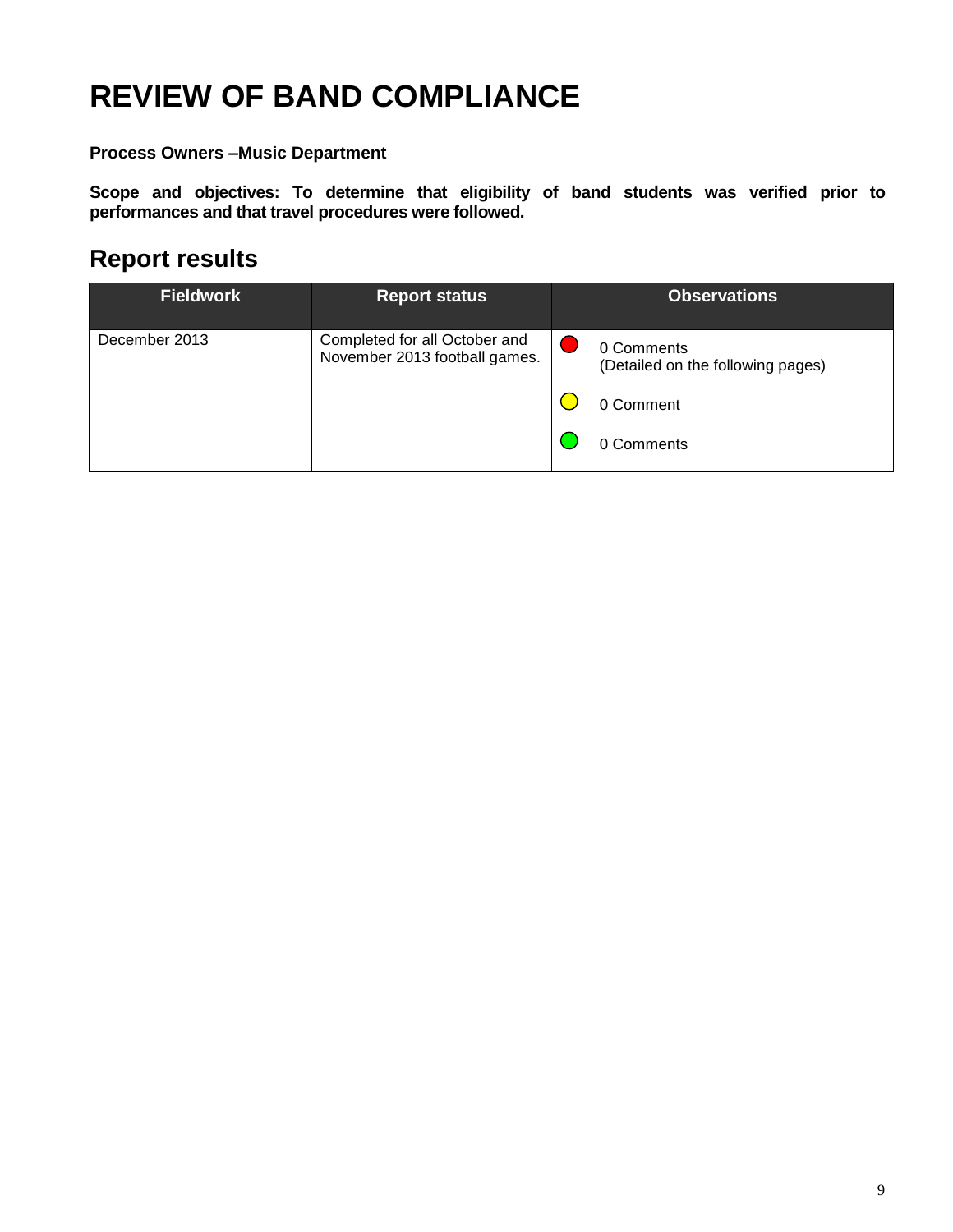# REVIEW OF BAND COMPLIANCE

**Process Owners –Music Department**

**Scope and objectives: To determine that eligibility of band students was verified prior to performances and that travel procedures were followed.**

## Report results

| Fieldwork | Report status | Observations |
|---|---|---|
| December 2013 | Completed for all October and November 2013 football games. | 🔴 0 Comments (Detailed on the following pages)<br>🟡 0 Comment<br>🟢 0 Comments |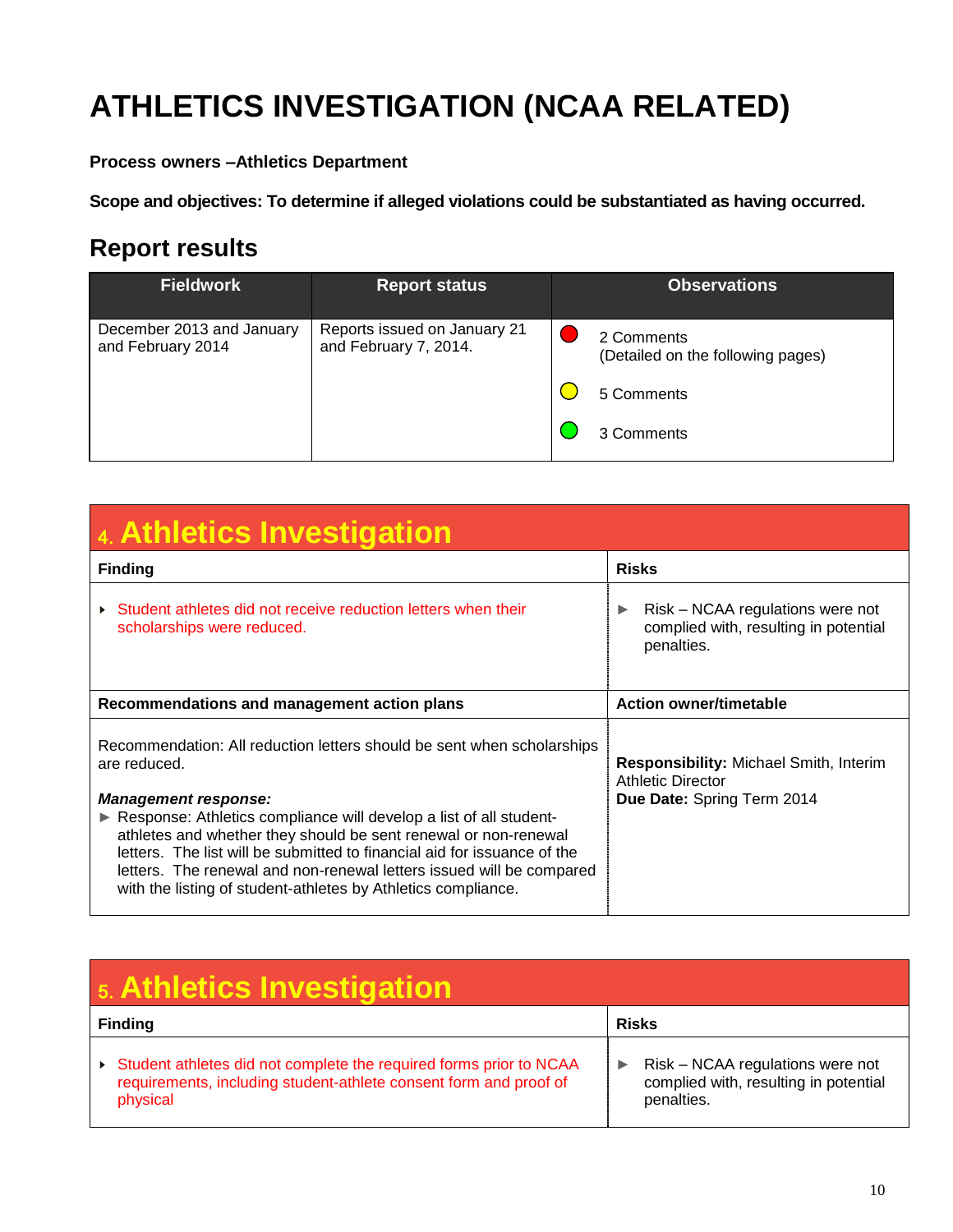# ATHLETICS INVESTIGATION (NCAA RELATED)

**Process owners –Athletics Department**

**Scope and objectives: To determine if alleged violations could be substantiated as having occurred.**

## Report results

| Fieldwork | Report status | Observations |
|---|---|---|
| December 2013 and January and February 2014 | Reports issued on January 21 and February 7, 2014. | Red: 2 Comments (Detailed on the following pages)<br>Yellow: 5 Comments<br>Green: 3 Comments |

## 4. Athletics Investigation

| Finding | Risks |
|---|---|
| ▸ Student athletes did not receive reduction letters when their scholarships were reduced. | ► Risk – NCAA regulations were not complied with, resulting in potential penalties. |
| **Recommendations and management action plans** | **Action owner/timetable** |
| Recommendation: All reduction letters should be sent when scholarships are reduced.<br><br>***Management response:***<br>► Response: Athletics compliance will develop a list of all student-athletes and whether they should be sent renewal or non-renewal letters. The list will be submitted to financial aid for issuance of the letters. The renewal and non-renewal letters issued will be compared with the listing of student-athletes by Athletics compliance. | **Responsibility:** Michael Smith, Interim Athletic Director<br>**Due Date:** Spring Term 2014 |

## 5. Athletics Investigation

| Finding | Risks |
|---|---|
| ▸ Student athletes did not complete the required forms prior to NCAA requirements, including student-athlete consent form and proof of physical | ► Risk – NCAA regulations were not complied with, resulting in potential penalties. |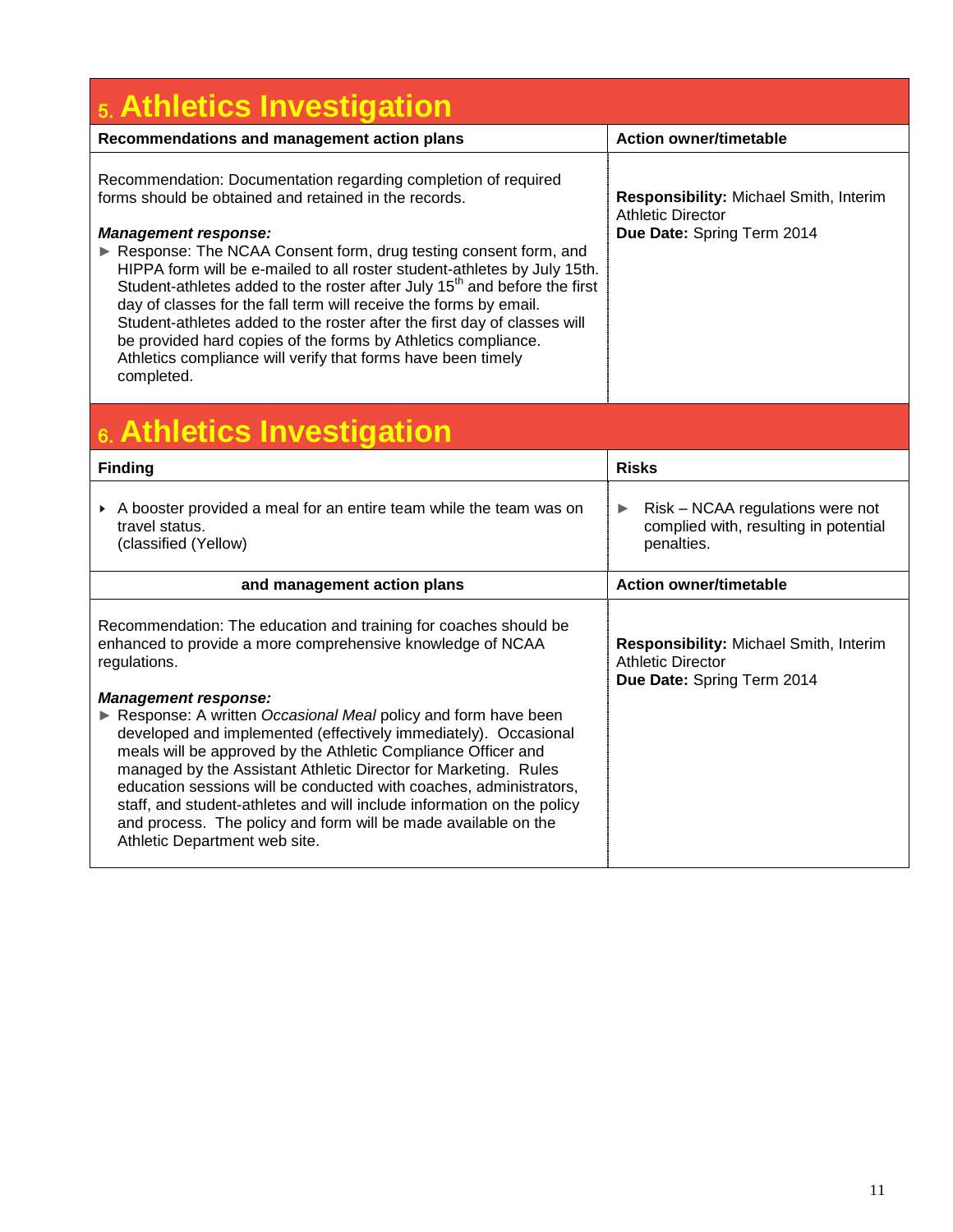## 5. Athletics Investigation

| Recommendations and management action plans | Action owner/timetable |
|---|---|
| Recommendation: Documentation regarding completion of required forms should be obtained and retained in the records.<br><br>***Management response:***<br>► Response: The NCAA Consent form, drug testing consent form, and HIPPA form will be e-mailed to all roster student-athletes by July 15th. Student-athletes added to the roster after July 15th and before the first day of classes for the fall term will receive the forms by email. Student-athletes added to the roster after the first day of classes will be provided hard copies of the forms by Athletics compliance. Athletics compliance will verify that forms have been timely completed. | **Responsibility:** Michael Smith, Interim Athletic Director<br>**Due Date:** Spring Term 2014 |

## 6. Athletics Investigation

| Finding | Risks |
|---|---|
| ▸ A booster provided a meal for an entire team while the team was on travel status.<br>(classified (Yellow) | ► Risk – NCAA regulations were not complied with, resulting in potential penalties. |

| and management action plans | Action owner/timetable |
|---|---|
| Recommendation: The education and training for coaches should be enhanced to provide a more comprehensive knowledge of NCAA regulations.<br><br>***Management response:***<br>► Response: A written *Occasional Meal* policy and form have been developed and implemented (effectively immediately). Occasional meals will be approved by the Athletic Compliance Officer and managed by the Assistant Athletic Director for Marketing. Rules education sessions will be conducted with coaches, administrators, staff, and student-athletes and will include information on the policy and process. The policy and form will be made available on the Athletic Department web site. | **Responsibility:** Michael Smith, Interim Athletic Director<br>**Due Date:** Spring Term 2014 |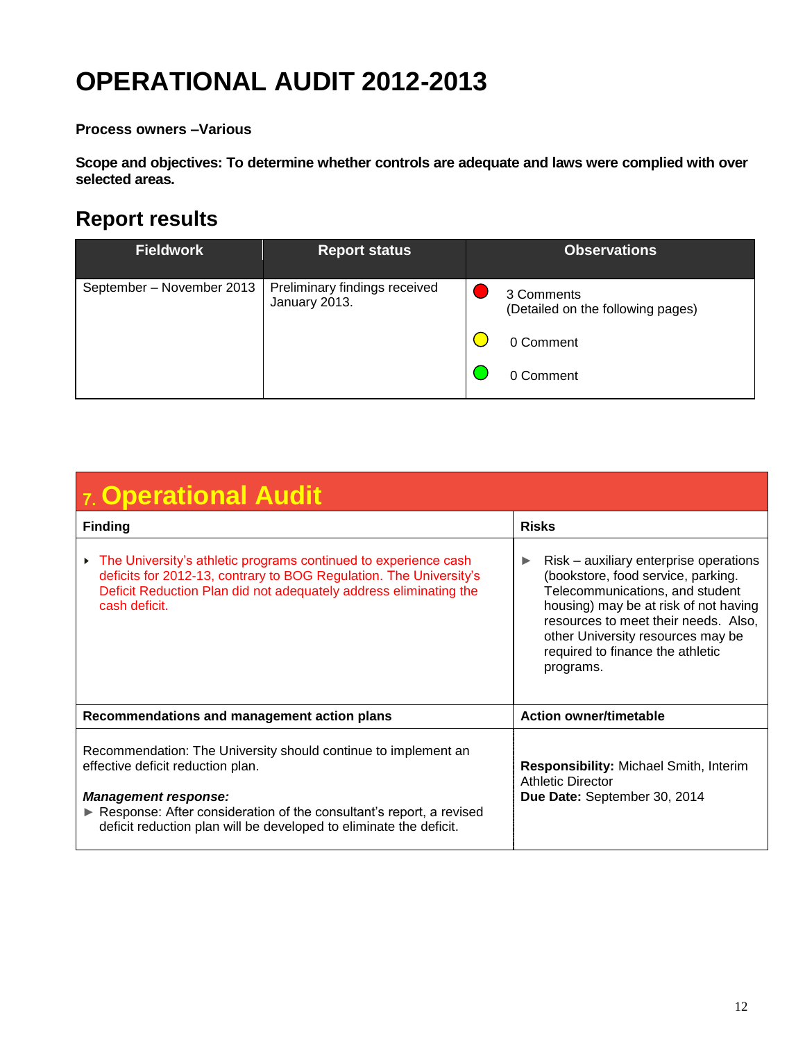# OPERATIONAL AUDIT 2012-2013

**Process owners –Various**

**Scope and objectives: To determine whether controls are adequate and laws were complied with over selected areas.**

## Report results

| Fieldwork | Report status | Observations |
|---|---|---|
| September – November 2013 | Preliminary findings received January 2013. | 🔴 3 Comments (Detailed on the following pages)<br>🟡 0 Comment<br>🟢 0 Comment |

## 7. Operational Audit

| Finding | Risks |
|---|---|
| ▸ The University's athletic programs continued to experience cash deficits for 2012-13, contrary to BOG Regulation. The University's Deficit Reduction Plan did not adequately address eliminating the cash deficit. | ► Risk – auxiliary enterprise operations (bookstore, food service, parking. Telecommunications, and student housing) may be at risk of not having resources to meet their needs. Also, other University resources may be required to finance the athletic programs. |
| **Recommendations and management action plans** | **Action owner/timetable** |
| Recommendation: The University should continue to implement an effective deficit reduction plan.<br><br>***Management response:***<br>► Response: After consideration of the consultant's report, a revised deficit reduction plan will be developed to eliminate the deficit. | **Responsibility:** Michael Smith, Interim Athletic Director<br>**Due Date:** September 30, 2014 |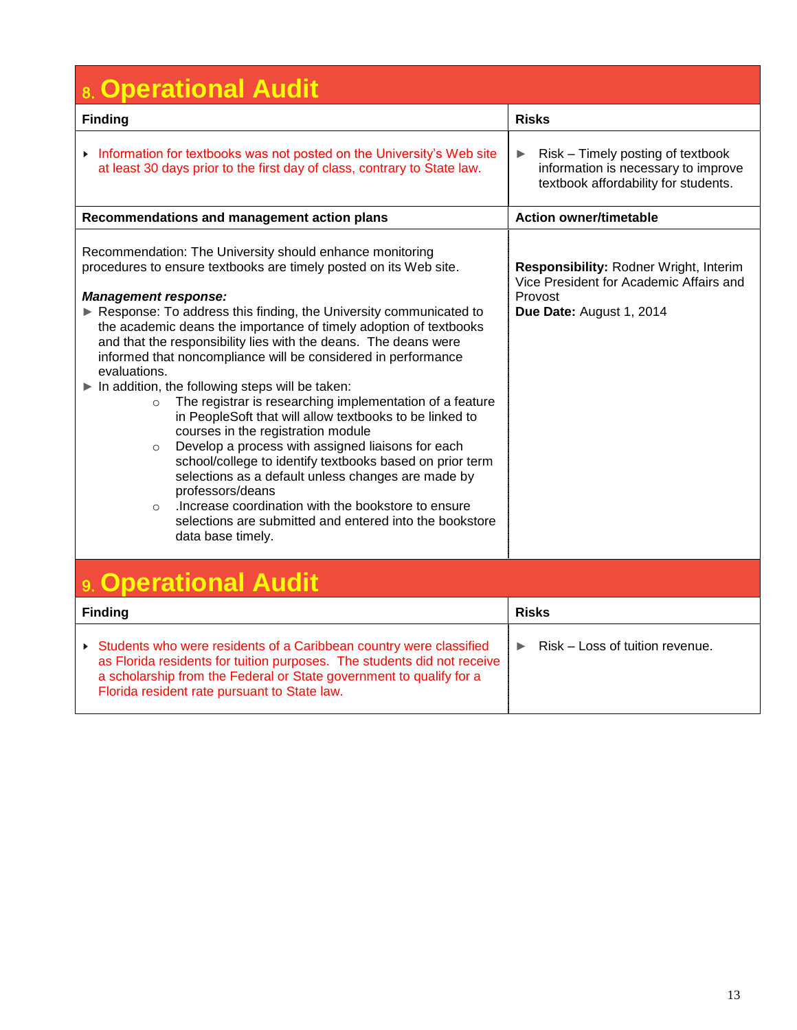## 8. Operational Audit

| Finding | Risks |
|---|---|
| ‣ Information for textbooks was not posted on the University's Web site at least 30 days prior to the first day of class, contrary to State law. | ► Risk – Timely posting of textbook information is necessary to improve textbook affordability for students. |

| Recommendations and management action plans | Action owner/timetable |
|---|---|
| Recommendation: The University should enhance monitoring procedures to ensure textbooks are timely posted on its Web site.<br><br>***Management response:***<br>► Response: To address this finding, the University communicated to the academic deans the importance of timely adoption of textbooks and that the responsibility lies with the deans. The deans were informed that noncompliance will be considered in performance evaluations.<br>► In addition, the following steps will be taken:<br>○ The registrar is researching implementation of a feature in PeopleSoft that will allow textbooks to be linked to courses in the registration module<br>○ Develop a process with assigned liaisons for each school/college to identify textbooks based on prior term selections as a default unless changes are made by professors/deans<br>○ .Increase coordination with the bookstore to ensure selections are submitted and entered into the bookstore data base timely. | **Responsibility:** Rodner Wright, Interim Vice President for Academic Affairs and Provost<br>**Due Date:** August 1, 2014 |

## 9. Operational Audit

| Finding | Risks |
|---|---|
| ‣ Students who were residents of a Caribbean country were classified as Florida residents for tuition purposes. The students did not receive a scholarship from the Federal or State government to qualify for a Florida resident rate pursuant to State law. | ► Risk – Loss of tuition revenue. |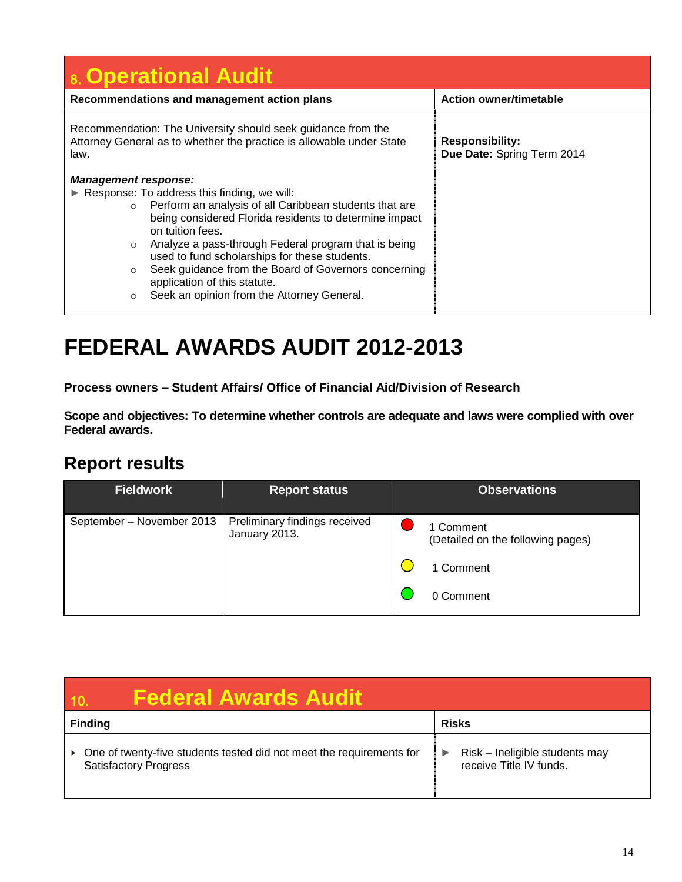| 8. Operational Audit | |
|---|---|
| **Recommendations and management action plans** | **Action owner/timetable** |
| Recommendation: The University should seek guidance from the Attorney General as to whether the practice is allowable under State law.<br><br>***Management response:***<br>► Response: To address this finding, we will:<br>○ Perform an analysis of all Caribbean students that are being considered Florida residents to determine impact on tuition fees.<br>○ Analyze a pass-through Federal program that is being used to fund scholarships for these students.<br>○ Seek guidance from the Board of Governors concerning application of this statute.<br>○ Seek an opinion from the Attorney General. | **Responsibility:**<br>**Due Date:** Spring Term 2014 |

# FEDERAL AWARDS AUDIT 2012-2013

**Process owners – Student Affairs/ Office of Financial Aid/Division of Research**

**Scope and objectives: To determine whether controls are adequate and laws were complied with over Federal awards.**

## Report results

| Fieldwork | Report status | Observations |
|---|---|---|
| September – November 2013 | Preliminary findings received January 2013. | Red: 1 Comment (Detailed on the following pages)<br>Yellow: 1 Comment<br>Green: 0 Comment |

| 10. Federal Awards Audit | |
|---|---|
| **Finding** | **Risks** |
| ▸ One of twenty-five students tested did not meet the requirements for Satisfactory Progress | ► Risk – Ineligible students may receive Title IV funds. |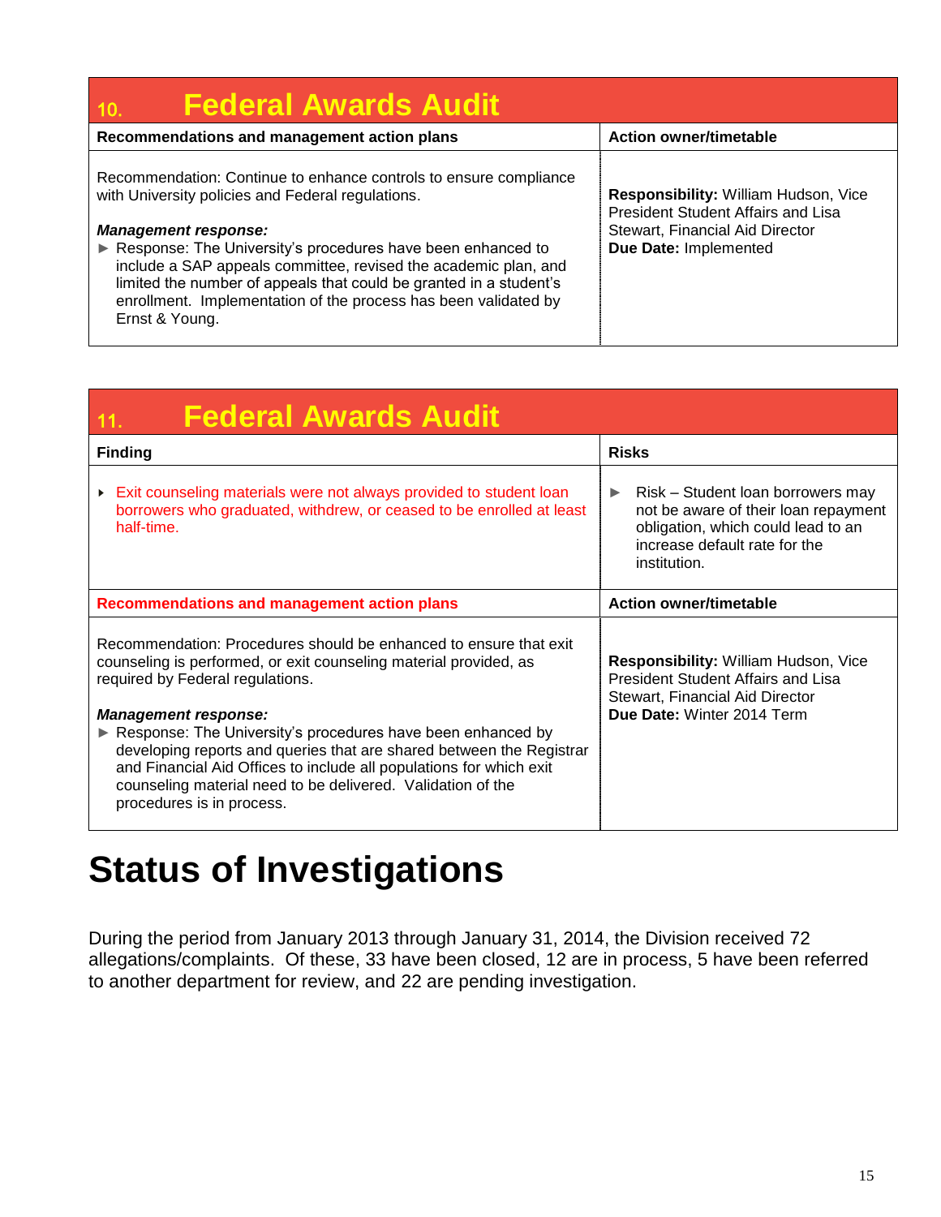## 10. Federal Awards Audit

| Recommendations and management action plans | Action owner/timetable |
|---|---|
| Recommendation: Continue to enhance controls to ensure compliance with University policies and Federal regulations.<br><br>***Management response:***<br>► Response: The University's procedures have been enhanced to include a SAP appeals committee, revised the academic plan, and limited the number of appeals that could be granted in a student's enrollment. Implementation of the process has been validated by Ernst & Young. | **Responsibility:** William Hudson, Vice President Student Affairs and Lisa Stewart, Financial Aid Director<br>**Due Date:** Implemented |

## 11. Federal Awards Audit

| Finding | Risks |
|---|---|
| ▸ Exit counseling materials were not always provided to student loan borrowers who graduated, withdrew, or ceased to be enrolled at least half-time. | ► Risk – Student loan borrowers may not be aware of their loan repayment obligation, which could lead to an increase default rate for the institution. |
| **Recommendations and management action plans** | **Action owner/timetable** |
| Recommendation: Procedures should be enhanced to ensure that exit counseling is performed, or exit counseling material provided, as required by Federal regulations.<br><br>***Management response:***<br>► Response: The University's procedures have been enhanced by developing reports and queries that are shared between the Registrar and Financial Aid Offices to include all populations for which exit counseling material need to be delivered. Validation of the procedures is in process. | **Responsibility:** William Hudson, Vice President Student Affairs and Lisa Stewart, Financial Aid Director<br>**Due Date:** Winter 2014 Term |

# Status of Investigations

During the period from January 2013 through January 31, 2014, the Division received 72 allegations/complaints. Of these, 33 have been closed, 12 are in process, 5 have been referred to another department for review, and 22 are pending investigation.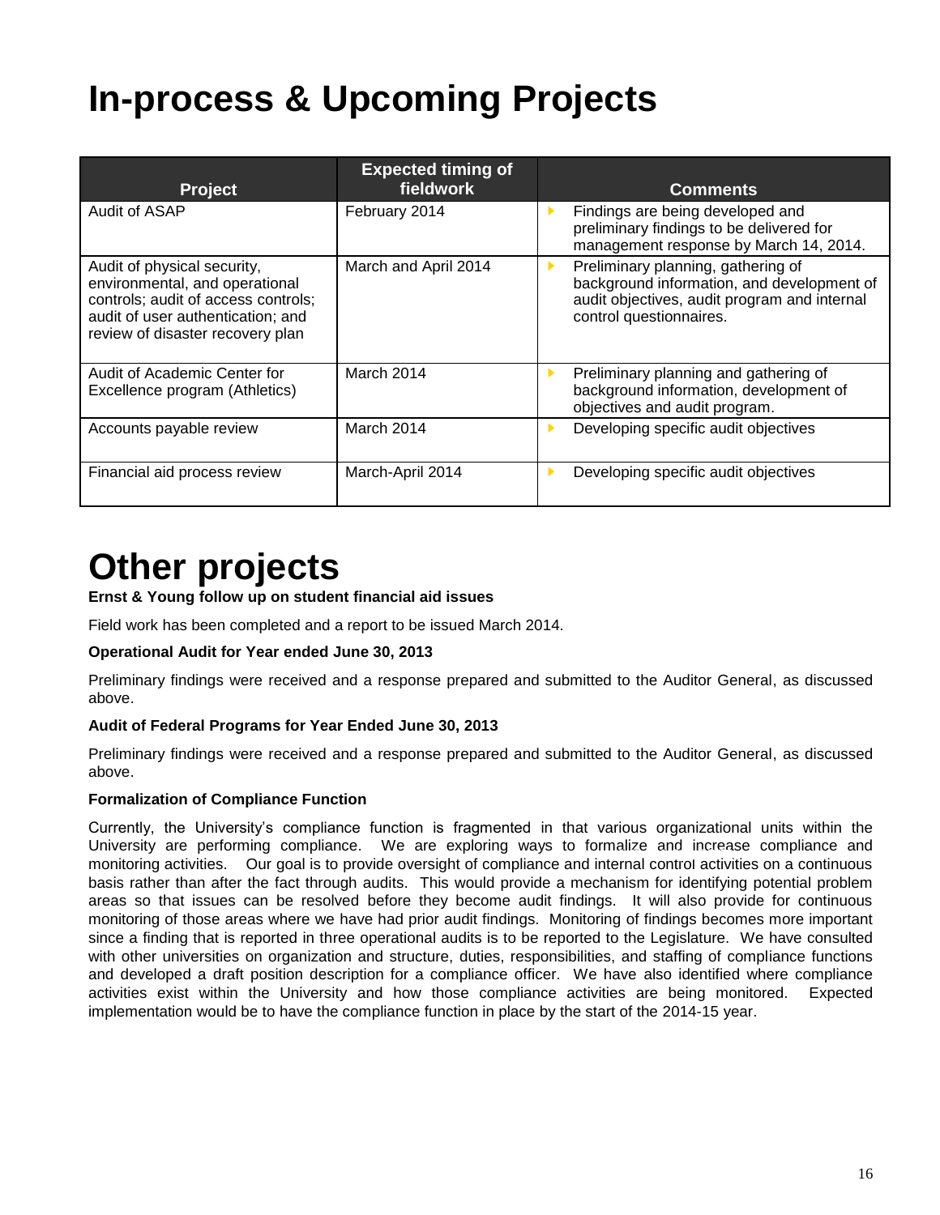# In-process & Upcoming Projects

| Project | Expected timing of fieldwork | Comments |
| --- | --- | --- |
| Audit of ASAP | February 2014 | Findings are being developed and preliminary findings to be delivered for management response by March 14, 2014. |
| Audit of physical security, environmental, and operational controls; audit of access controls; audit of user authentication; and review of disaster recovery plan | March and April 2014 | Preliminary planning, gathering of background information, and development of audit objectives, audit program and internal control questionnaires. |
| Audit of Academic Center for Excellence program (Athletics) | March 2014 | Preliminary planning and gathering of background information, development of objectives and audit program. |
| Accounts payable review | March 2014 | Developing specific audit objectives |
| Financial aid process review | March-April 2014 | Developing specific audit objectives |

# Other projects

**Ernst & Young follow up on student financial aid issues**

Field work has been completed and a report to be issued March 2014.

**Operational Audit for Year ended June 30, 2013**

Preliminary findings were received and a response prepared and submitted to the Auditor General, as discussed above.

**Audit of Federal Programs for Year Ended June 30, 2013**

Preliminary findings were received and a response prepared and submitted to the Auditor General, as discussed above.

**Formalization of Compliance Function**

Currently, the University's compliance function is fragmented in that various organizational units within the University are performing compliance. We are exploring ways to formalize and increase compliance and monitoring activities. Our goal is to provide oversight of compliance and internal control activities on a continuous basis rather than after the fact through audits. This would provide a mechanism for identifying potential problem areas so that issues can be resolved before they become audit findings. It will also provide for continuous monitoring of those areas where we have had prior audit findings. Monitoring of findings becomes more important since a finding that is reported in three operational audits is to be reported to the Legislature. We have consulted with other universities on organization and structure, duties, responsibilities, and staffing of compliance functions and developed a draft position description for a compliance officer. We have also identified where compliance activities exist within the University and how those compliance activities are being monitored. Expected implementation would be to have the compliance function in place by the start of the 2014-15 year.